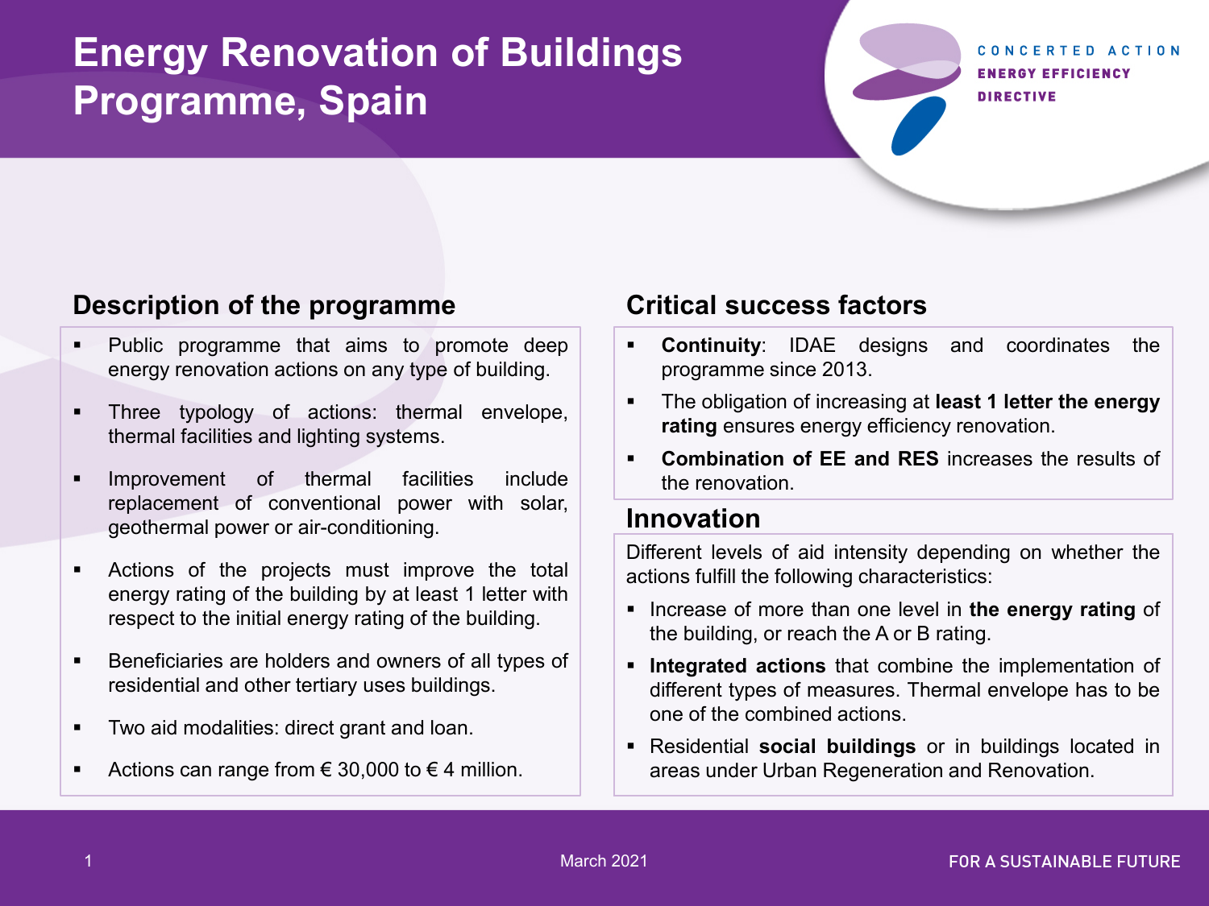# Energy Renovation of Buildings Programme, Spain

CONCERTED ACTION ENERGY EFFICIENCY DIRECTIVE

## Description of the programme

- Public programme that aims to promote deep energy renovation actions on any type of building.
- Three typology of actions: thermal envelope, thermal facilities and lighting systems.
- Improvement of thermal facilities include replacement of conventional power with solar, geothermal power or air-conditioning.
- Actions of the projects must improve the total energy rating of the building by at least 1 letter with respect to the initial energy rating of the building.
- Beneficiaries are holders and owners of all types of residential and other tertiary uses buildings.
- Two aid modalities: direct grant and loan.
- Actions can range from € 30,000 to € 4 million.

## Critical success factors

- **Continuity**: IDAE designs and coordinates the programme since 2013.
- The obligation of increasing at **least 1 letter the energy rating** ensures energy efficiency renovation.
- **Combination of EE and RES** increases the results of the renovation.

## Innovation

Different levels of aid intensity depending on whether the actions fulfill the following characteristics:

- Increase of more than one level in **the energy rating** of the building, or reach the A or B rating.
- **Integrated actions** that combine the implementation of different types of measures. Thermal envelope has to be one of the combined actions.
- Residential **social buildings** or in buildings located in areas under Urban Regeneration and Renovation.

March 2021

FOR A SUSTAINABLE FUTURE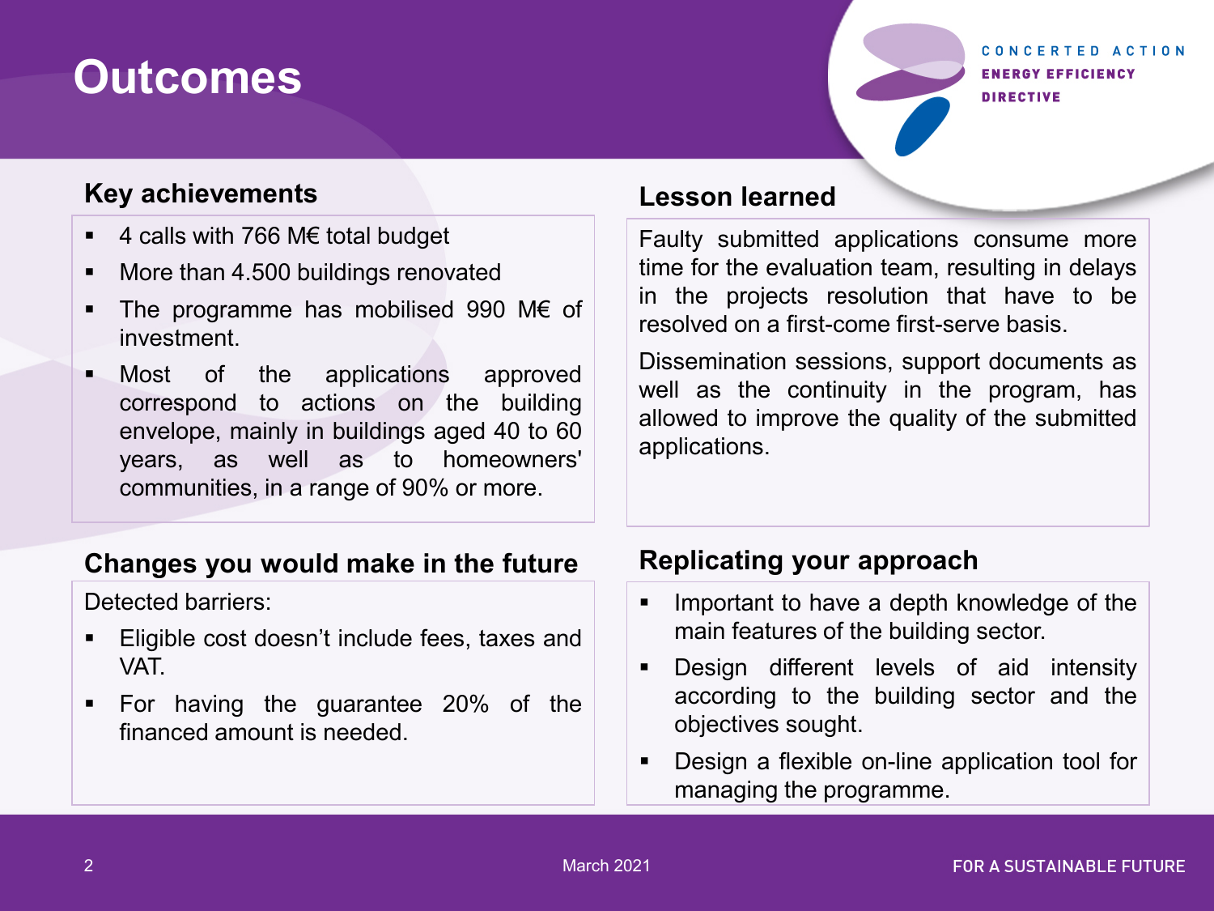# Outcomes

CONCERTED ACTION
ENERGY EFFICIENCY
DIRECTIVE

## Key achievements

- 4 calls with 766 M€ total budget
- More than 4.500 buildings renovated
- The programme has mobilised 990 M€ of investment.
- Most of the applications approved correspond to actions on the building envelope, mainly in buildings aged 40 to 60 years, as well as to homeowners' communities, in a range of 90% or more.

## Lesson learned

Faulty submitted applications consume more time for the evaluation team, resulting in delays in the projects resolution that have to be resolved on a first-come first-serve basis.

Dissemination sessions, support documents as well as the continuity in the program, has allowed to improve the quality of the submitted applications.

## Changes you would make in the future

Detected barriers:

- Eligible cost doesn't include fees, taxes and VAT.
- For having the guarantee 20% of the financed amount is needed.

## Replicating your approach

- Important to have a depth knowledge of the main features of the building sector.
- Design different levels of aid intensity according to the building sector and the objectives sought.
- Design a flexible on-line application tool for managing the programme.

March 2021

FOR A SUSTAINABLE FUTURE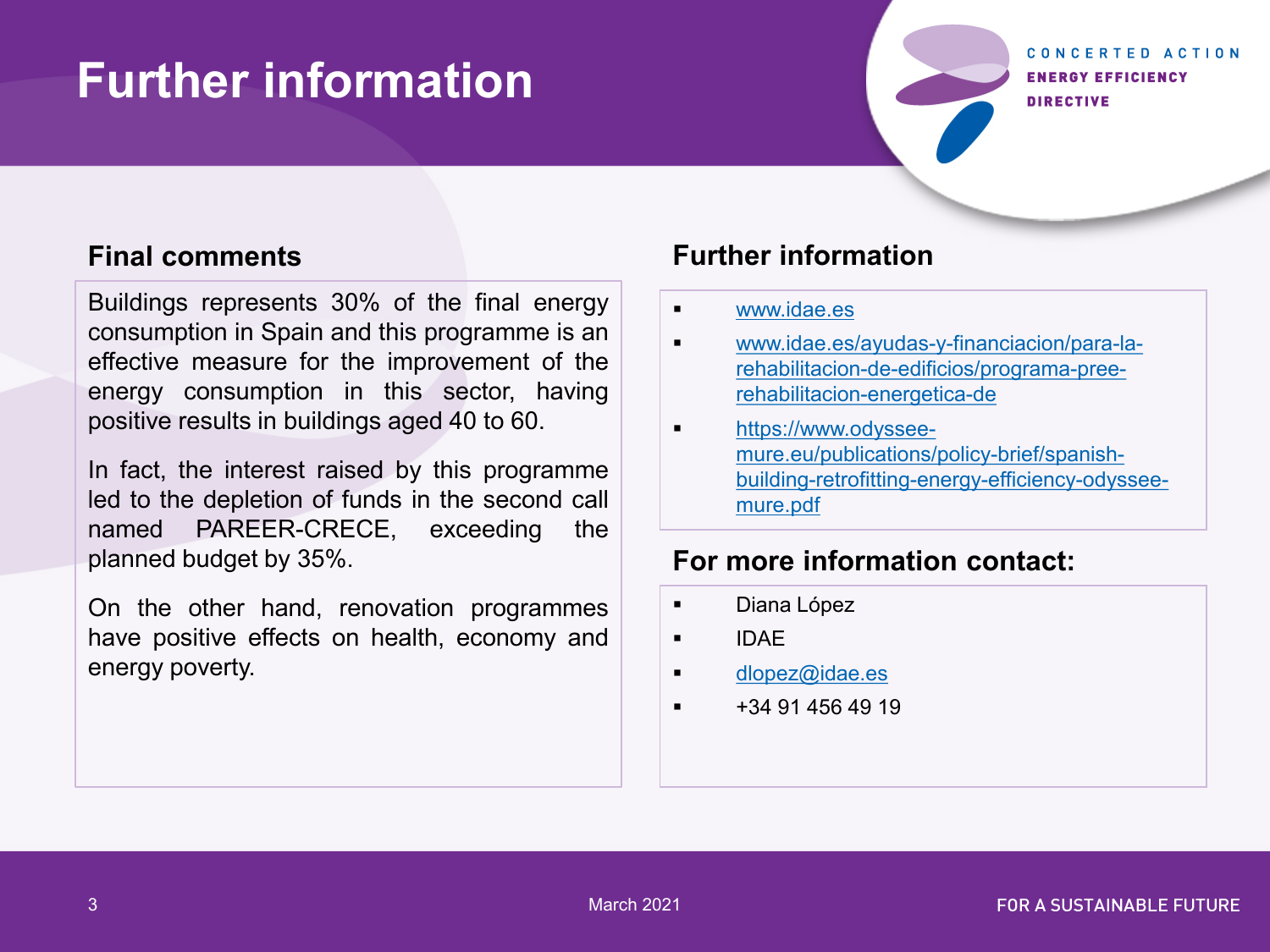# Further information

## Final comments

Buildings represents 30% of the final energy consumption in Spain and this programme is an effective measure for the improvement of the energy consumption in this sector, having positive results in buildings aged 40 to 60.

In fact, the interest raised by this programme led to the depletion of funds in the second call named PAREER-CRECE, exceeding the planned budget by 35%.

On the other hand, renovation programmes have positive effects on health, economy and energy poverty.

## Further information

- www.idae.es
- www.idae.es/ayudas-y-financiacion/para-la-rehabilitacion-de-edificios/programa-pree-rehabilitacion-energetica-de
- https://www.odyssee-mure.eu/publications/policy-brief/spanish-building-retrofitting-energy-efficiency-odyssee-mure.pdf

## For more information contact:

- Diana López
- IDAE
- dlopez@idae.es
- +34 91 456 49 19

March 2021

FOR A SUSTAINABLE FUTURE